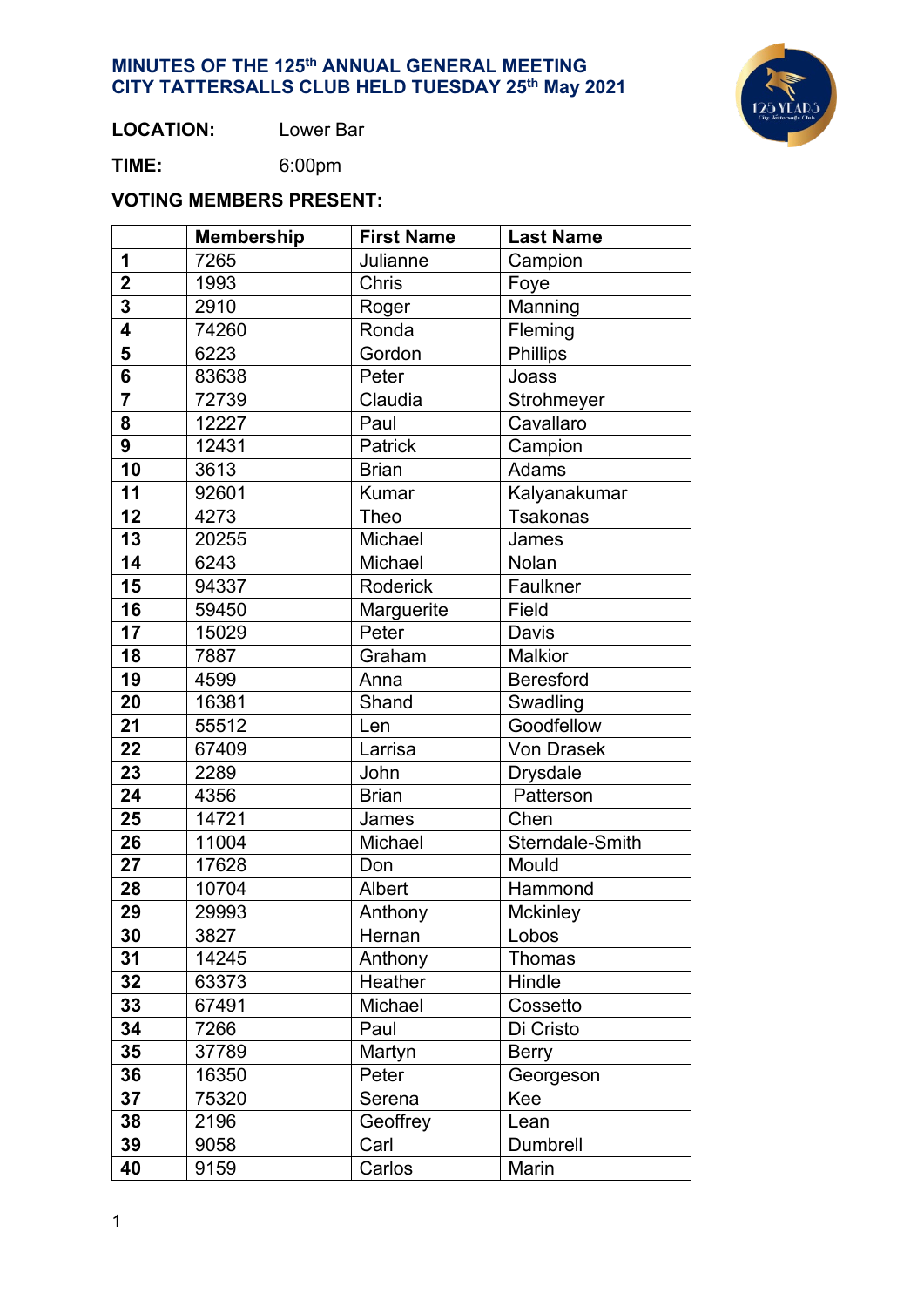# MINUTES OF THE 125th ANNUAL GENERAL MEETING
# CITY TATTERSALLS CLUB HELD TUESDAY 25th May 2021

**LOCATION:** Lower Bar

**TIME:** 6:00pm

**VOTING MEMBERS PRESENT:**

| | Membership | First Name | Last Name |
|---|---|---|---|
| **1** | 7265 | Julianne | Campion |
| **2** | 1993 | Chris | Foye |
| **3** | 2910 | Roger | Manning |
| **4** | 74260 | Ronda | Fleming |
| **5** | 6223 | Gordon | Phillips |
| **6** | 83638 | Peter | Joass |
| **7** | 72739 | Claudia | Strohmeyer |
| **8** | 12227 | Paul | Cavallaro |
| **9** | 12431 | Patrick | Campion |
| **10** | 3613 | Brian | Adams |
| **11** | 92601 | Kumar | Kalyanakumar |
| **12** | 4273 | Theo | Tsakonas |
| **13** | 20255 | Michael | James |
| **14** | 6243 | Michael | Nolan |
| **15** | 94337 | Roderick | Faulkner |
| **16** | 59450 | Marguerite | Field |
| **17** | 15029 | Peter | Davis |
| **18** | 7887 | Graham | Malkior |
| **19** | 4599 | Anna | Beresford |
| **20** | 16381 | Shand | Swadling |
| **21** | 55512 | Len | Goodfellow |
| **22** | 67409 | Larrisa | Von Drasek |
| **23** | 2289 | John | Drysdale |
| **24** | 4356 | Brian | Patterson |
| **25** | 14721 | James | Chen |
| **26** | 11004 | Michael | Sterndale-Smith |
| **27** | 17628 | Don | Mould |
| **28** | 10704 | Albert | Hammond |
| **29** | 29993 | Anthony | Mckinley |
| **30** | 3827 | Hernan | Lobos |
| **31** | 14245 | Anthony | Thomas |
| **32** | 63373 | Heather | Hindle |
| **33** | 67491 | Michael | Cossetto |
| **34** | 7266 | Paul | Di Cristo |
| **35** | 37789 | Martyn | Berry |
| **36** | 16350 | Peter | Georgeson |
| **37** | 75320 | Serena | Kee |
| **38** | 2196 | Geoffrey | Lean |
| **39** | 9058 | Carl | Dumbrell |
| **40** | 9159 | Carlos | Marin |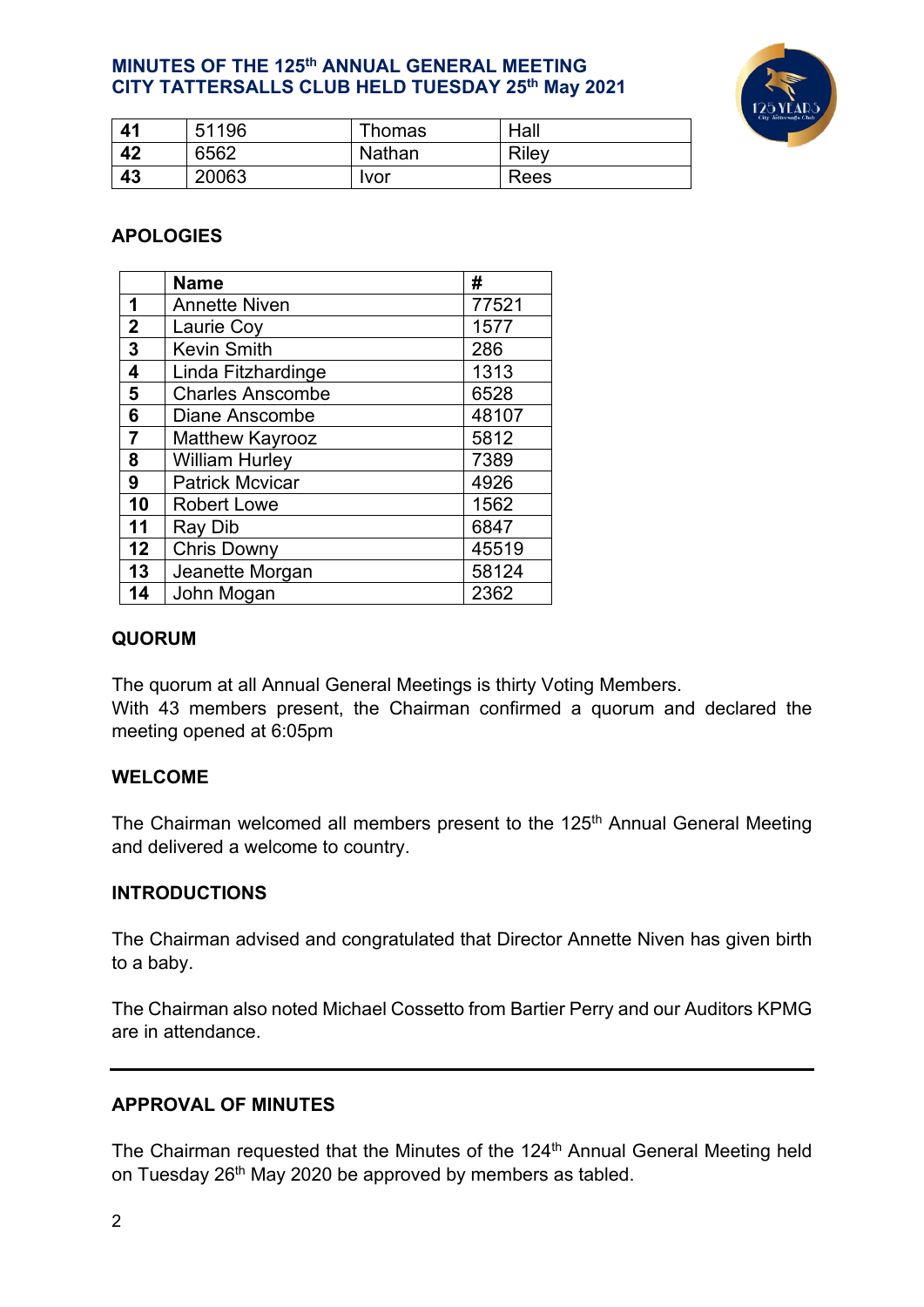| 41 | 51196 | Thomas | Hall |
|---|---|---|---|
| 42 | 6562 | Nathan | Riley |
| 43 | 20063 | Ivor | Rees |

**APOLOGIES**

| | Name | # |
|---|---|---|
| 1 | Annette Niven | 77521 |
| 2 | Laurie Coy | 1577 |
| 3 | Kevin Smith | 286 |
| 4 | Linda Fitzhardinge | 1313 |
| 5 | Charles Anscombe | 6528 |
| 6 | Diane Anscombe | 48107 |
| 7 | Matthew Kayrooz | 5812 |
| 8 | William Hurley | 7389 |
| 9 | Patrick Mcvicar | 4926 |
| 10 | Robert Lowe | 1562 |
| 11 | Ray Dib | 6847 |
| 12 | Chris Downy | 45519 |
| 13 | Jeanette Morgan | 58124 |
| 14 | John Mogan | 2362 |

**QUORUM**

The quorum at all Annual General Meetings is thirty Voting Members.
With 43 members present, the Chairman confirmed a quorum and declared the meeting opened at 6:05pm

**WELCOME**

The Chairman welcomed all members present to the 125th Annual General Meeting and delivered a welcome to country.

**INTRODUCTIONS**

The Chairman advised and congratulated that Director Annette Niven has given birth to a baby.

The Chairman also noted Michael Cossetto from Bartier Perry and our Auditors KPMG are in attendance.

---

**APPROVAL OF MINUTES**

The Chairman requested that the Minutes of the 124th Annual General Meeting held on Tuesday 26th May 2020 be approved by members as tabled.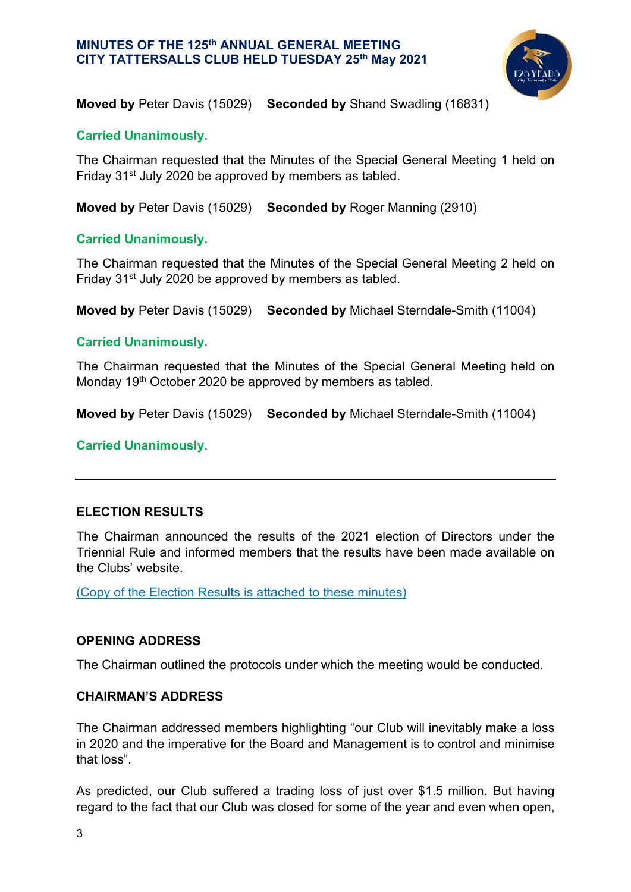**Moved by** Peter Davis (15029) **Seconded by** Shand Swadling (16831)

**Carried Unanimously.**

The Chairman requested that the Minutes of the Special General Meeting 1 held on Friday 31st July 2020 be approved by members as tabled.

**Moved by** Peter Davis (15029) **Seconded by** Roger Manning (2910)

**Carried Unanimously.**

The Chairman requested that the Minutes of the Special General Meeting 2 held on Friday 31st July 2020 be approved by members as tabled.

**Moved by** Peter Davis (15029) **Seconded by** Michael Sterndale-Smith (11004)

**Carried Unanimously.**

The Chairman requested that the Minutes of the Special General Meeting held on Monday 19th October 2020 be approved by members as tabled.

**Moved by** Peter Davis (15029) **Seconded by** Michael Sterndale-Smith (11004)

**Carried Unanimously.**

---

## ELECTION RESULTS

The Chairman announced the results of the 2021 election of Directors under the Triennial Rule and informed members that the results have been made available on the Clubs' website.

(Copy of the Election Results is attached to these minutes)

## OPENING ADDRESS

The Chairman outlined the protocols under which the meeting would be conducted.

## CHAIRMAN'S ADDRESS

The Chairman addressed members highlighting "our Club will inevitably make a loss in 2020 and the imperative for the Board and Management is to control and minimise that loss".

As predicted, our Club suffered a trading loss of just over $1.5 million. But having regard to the fact that our Club was closed for some of the year and even when open,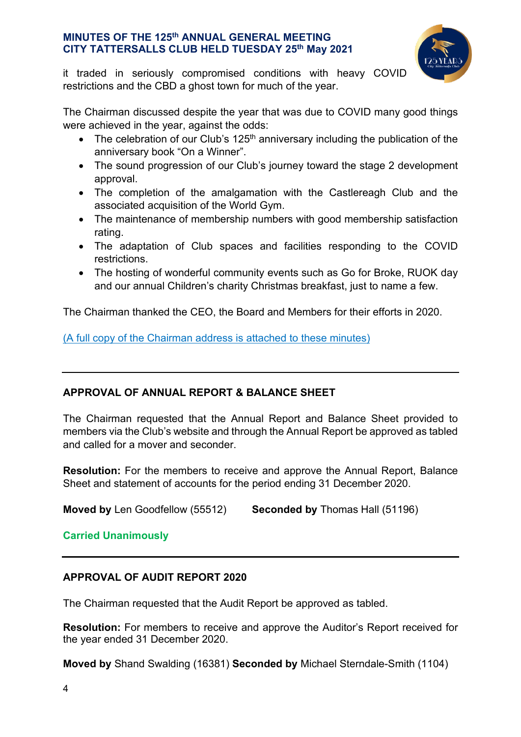it traded in seriously compromised conditions with heavy COVID restrictions and the CBD a ghost town for much of the year.

The Chairman discussed despite the year that was due to COVID many good things were achieved in the year, against the odds:

- The celebration of our Club's 125th anniversary including the publication of the anniversary book "On a Winner".
- The sound progression of our Club's journey toward the stage 2 development approval.
- The completion of the amalgamation with the Castlereagh Club and the associated acquisition of the World Gym.
- The maintenance of membership numbers with good membership satisfaction rating.
- The adaptation of Club spaces and facilities responding to the COVID restrictions.
- The hosting of wonderful community events such as Go for Broke, RUOK day and our annual Children's charity Christmas breakfast, just to name a few.

The Chairman thanked the CEO, the Board and Members for their efforts in 2020.

(A full copy of the Chairman address is attached to these minutes)

---

## APPROVAL OF ANNUAL REPORT & BALANCE SHEET

The Chairman requested that the Annual Report and Balance Sheet provided to members via the Club's website and through the Annual Report be approved as tabled and called for a mover and seconder.

**Resolution:** For the members to receive and approve the Annual Report, Balance Sheet and statement of accounts for the period ending 31 December 2020.

**Moved by** Len Goodfellow (55512) **Seconded by** Thomas Hall (51196)

**Carried Unanimously**

---

## APPROVAL OF AUDIT REPORT 2020

The Chairman requested that the Audit Report be approved as tabled.

**Resolution:** For members to receive and approve the Auditor's Report received for the year ended 31 December 2020.

**Moved by** Shand Swalding (16381) **Seconded by** Michael Sterndale-Smith (1104)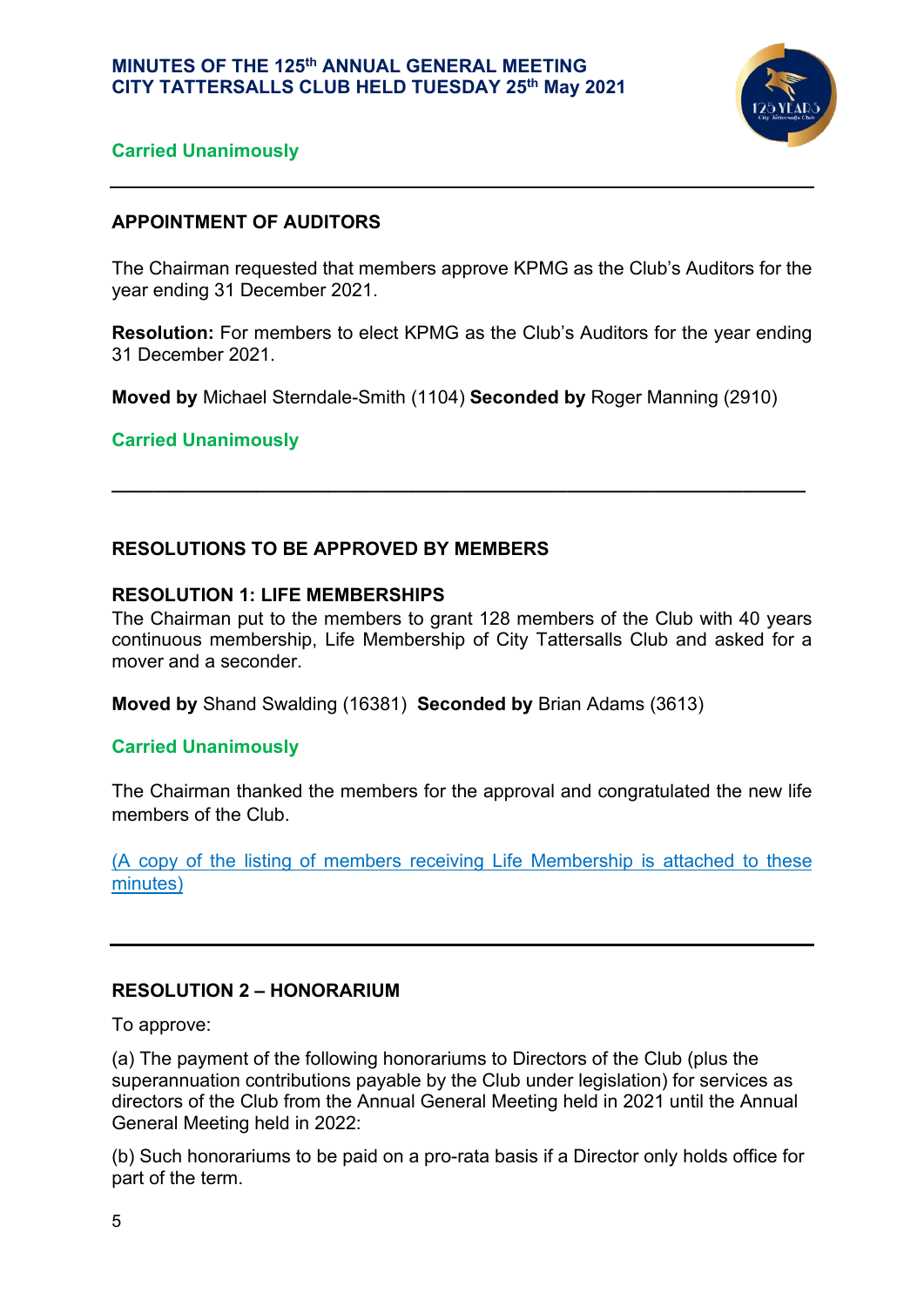**Carried Unanimously**

---

## APPOINTMENT OF AUDITORS

The Chairman requested that members approve KPMG as the Club's Auditors for the year ending 31 December 2021.

**Resolution:** For members to elect KPMG as the Club's Auditors for the year ending 31 December 2021.

**Moved by** Michael Sterndale-Smith (1104) **Seconded by** Roger Manning (2910)

**Carried Unanimously**

---

## RESOLUTIONS TO BE APPROVED BY MEMBERS

### RESOLUTION 1: LIFE MEMBERSHIPS

The Chairman put to the members to grant 128 members of the Club with 40 years continuous membership, Life Membership of City Tattersalls Club and asked for a mover and a seconder.

**Moved by** Shand Swalding (16381) **Seconded by** Brian Adams (3613)

**Carried Unanimously**

The Chairman thanked the members for the approval and congratulated the new life members of the Club.

(A copy of the listing of members receiving Life Membership is attached to these minutes)

---

### RESOLUTION 2 – HONORARIUM

To approve:

(a) The payment of the following honorariums to Directors of the Club (plus the superannuation contributions payable by the Club under legislation) for services as directors of the Club from the Annual General Meeting held in 2021 until the Annual General Meeting held in 2022:

(b) Such honorariums to be paid on a pro-rata basis if a Director only holds office for part of the term.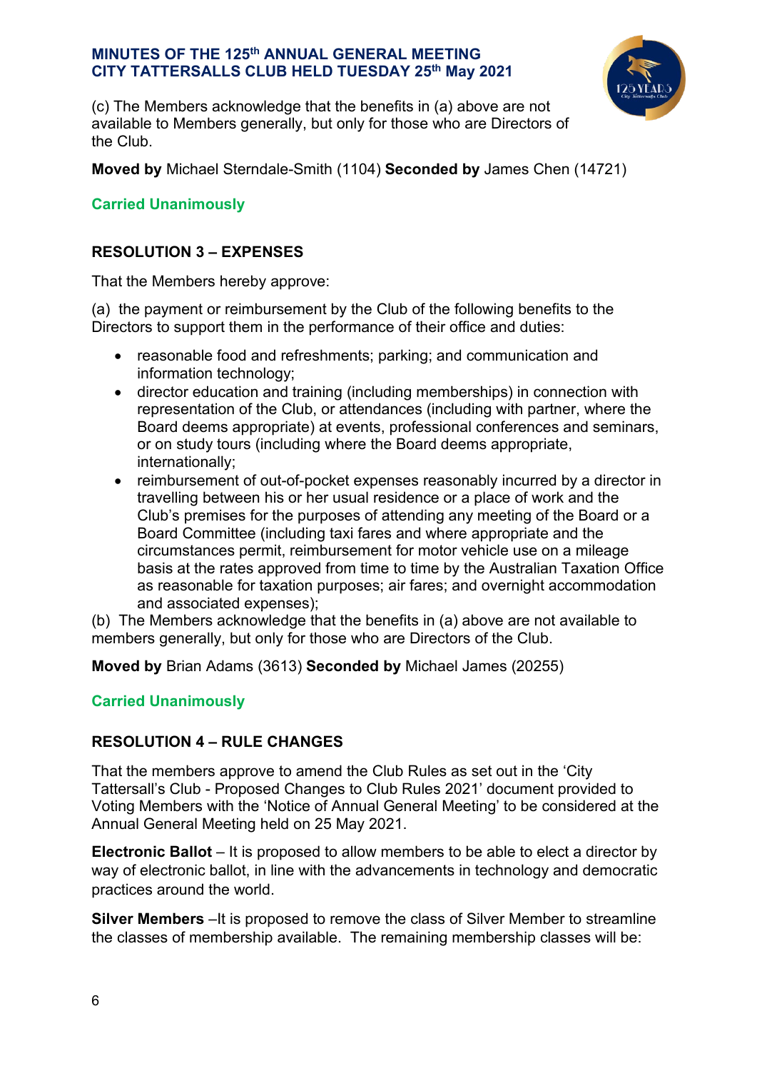(c) The Members acknowledge that the benefits in (a) above are not available to Members generally, but only for those who are Directors of the Club.

**Moved by** Michael Sterndale-Smith (1104) **Seconded by** James Chen (14721)

**Carried Unanimously**

## RESOLUTION 3 – EXPENSES

That the Members hereby approve:

(a) the payment or reimbursement by the Club of the following benefits to the Directors to support them in the performance of their office and duties:

- reasonable food and refreshments; parking; and communication and information technology;
- director education and training (including memberships) in connection with representation of the Club, or attendances (including with partner, where the Board deems appropriate) at events, professional conferences and seminars, or on study tours (including where the Board deems appropriate, internationally;
- reimbursement of out-of-pocket expenses reasonably incurred by a director in travelling between his or her usual residence or a place of work and the Club's premises for the purposes of attending any meeting of the Board or a Board Committee (including taxi fares and where appropriate and the circumstances permit, reimbursement for motor vehicle use on a mileage basis at the rates approved from time to time by the Australian Taxation Office as reasonable for taxation purposes; air fares; and overnight accommodation and associated expenses);

(b) The Members acknowledge that the benefits in (a) above are not available to members generally, but only for those who are Directors of the Club.

**Moved by** Brian Adams (3613) **Seconded by** Michael James (20255)

**Carried Unanimously**

## RESOLUTION 4 – RULE CHANGES

That the members approve to amend the Club Rules as set out in the 'City Tattersall's Club - Proposed Changes to Club Rules 2021' document provided to Voting Members with the 'Notice of Annual General Meeting' to be considered at the Annual General Meeting held on 25 May 2021.

**Electronic Ballot** – It is proposed to allow members to be able to elect a director by way of electronic ballot, in line with the advancements in technology and democratic practices around the world.

**Silver Members** –It is proposed to remove the class of Silver Member to streamline the classes of membership available. The remaining membership classes will be: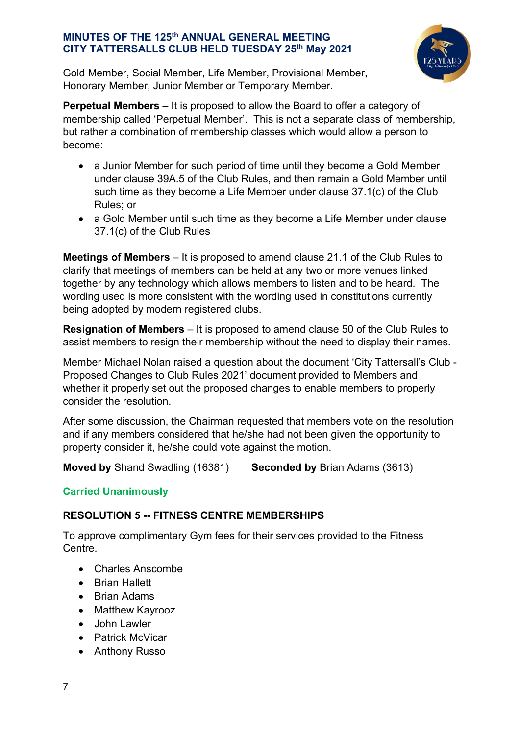Gold Member, Social Member, Life Member, Provisional Member, Honorary Member, Junior Member or Temporary Member.

**Perpetual Members –** It is proposed to allow the Board to offer a category of membership called 'Perpetual Member'. This is not a separate class of membership, but rather a combination of membership classes which would allow a person to become:

- a Junior Member for such period of time until they become a Gold Member under clause 39A.5 of the Club Rules, and then remain a Gold Member until such time as they become a Life Member under clause 37.1(c) of the Club Rules; or
- a Gold Member until such time as they become a Life Member under clause 37.1(c) of the Club Rules

**Meetings of Members** – It is proposed to amend clause 21.1 of the Club Rules to clarify that meetings of members can be held at any two or more venues linked together by any technology which allows members to listen and to be heard. The wording used is more consistent with the wording used in constitutions currently being adopted by modern registered clubs.

**Resignation of Members** – It is proposed to amend clause 50 of the Club Rules to assist members to resign their membership without the need to display their names.

Member Michael Nolan raised a question about the document 'City Tattersall's Club - Proposed Changes to Club Rules 2021' document provided to Members and whether it properly set out the proposed changes to enable members to properly consider the resolution.

After some discussion, the Chairman requested that members vote on the resolution and if any members considered that he/she had not been given the opportunity to property consider it, he/she could vote against the motion.

**Moved by** Shand Swadling (16381) **Seconded by** Brian Adams (3613)

**Carried Unanimously**

## RESOLUTION 5 -- FITNESS CENTRE MEMBERSHIPS

To approve complimentary Gym fees for their services provided to the Fitness Centre.

- Charles Anscombe
- Brian Hallett
- Brian Adams
- Matthew Kayrooz
- John Lawler
- Patrick McVicar
- Anthony Russo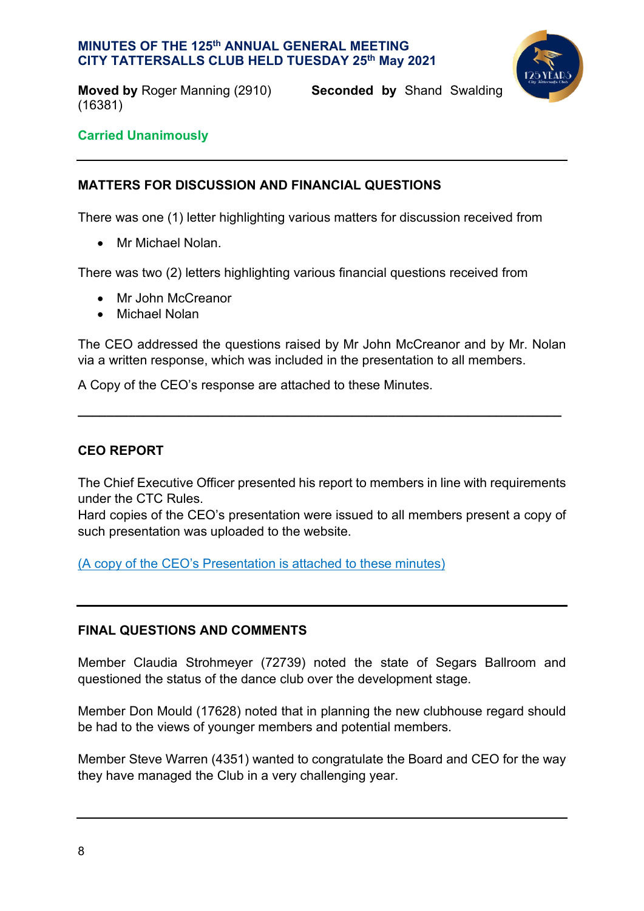**Moved by** Roger Manning (2910) **Seconded by** Shand Swalding (16381)

**Carried Unanimously**

---

## MATTERS FOR DISCUSSION AND FINANCIAL QUESTIONS

There was one (1) letter highlighting various matters for discussion received from

- Mr Michael Nolan.

There was two (2) letters highlighting various financial questions received from

- Mr John McCreanor
- Michael Nolan

The CEO addressed the questions raised by Mr John McCreanor and by Mr. Nolan via a written response, which was included in the presentation to all members.

A Copy of the CEO's response are attached to these Minutes.

---

## CEO REPORT

The Chief Executive Officer presented his report to members in line with requirements under the CTC Rules.
Hard copies of the CEO's presentation were issued to all members present a copy of such presentation was uploaded to the website.

(A copy of the CEO's Presentation is attached to these minutes)

---

## FINAL QUESTIONS AND COMMENTS

Member Claudia Strohmeyer (72739) noted the state of Segars Ballroom and questioned the status of the dance club over the development stage.

Member Don Mould (17628) noted that in planning the new clubhouse regard should be had to the views of younger members and potential members.

Member Steve Warren (4351) wanted to congratulate the Board and CEO for the way they have managed the Club in a very challenging year.

---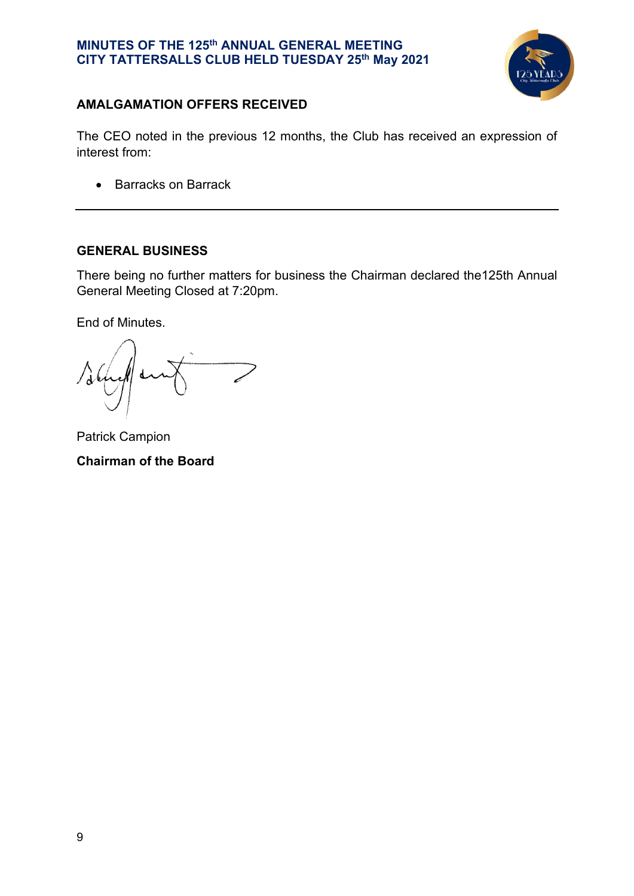## AMALGAMATION OFFERS RECEIVED

The CEO noted in the previous 12 months, the Club has received an expression of interest from:

- Barracks on Barrack

---

## GENERAL BUSINESS

There being no further matters for business the Chairman declared the125th Annual General Meeting Closed at 7:20pm.

End of Minutes.

Patrick Campion

**Chairman of the Board**